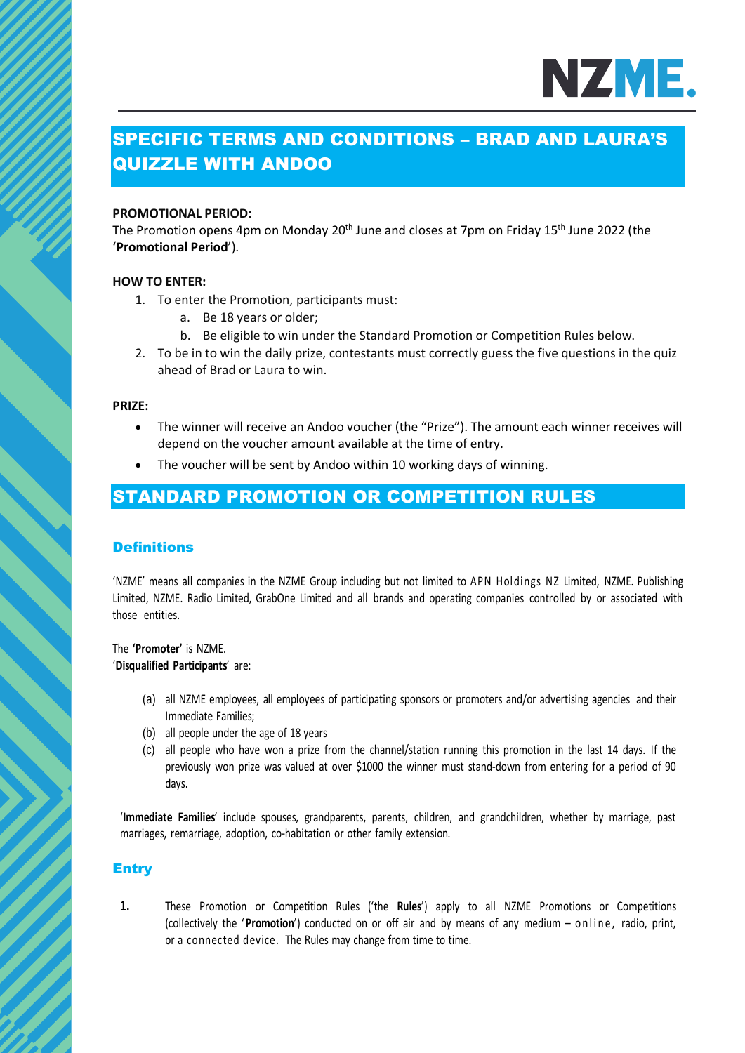# SPECIFIC TERMS AND CONDITIONS – BRAD AND LAURA'S QUIZZLE WITH ANDOO

**PROMOTIONAL PERIOD:**

The Promotion opens 4pm on Monday 20th June and closes at 7pm on Friday 15th June 2022 (the '**Promotional Period**').

**HOW TO ENTER:**

1. To enter the Promotion, participants must:
   a. Be 18 years or older;
   b. Be eligible to win under the Standard Promotion or Competition Rules below.
2. To be in to win the daily prize, contestants must correctly guess the five questions in the quiz ahead of Brad or Laura to win.

**PRIZE:**

- The winner will receive an Andoo voucher (the "Prize"). The amount each winner receives will depend on the voucher amount available at the time of entry.
- The voucher will be sent by Andoo within 10 working days of winning.

# STANDARD PROMOTION OR COMPETITION RULES

## Definitions

'NZME' means all companies in the NZME Group including but not limited to APN Holdings NZ Limited, NZME. Publishing Limited, NZME. Radio Limited, GrabOne Limited and all brands and operating companies controlled by or associated with those entities.

The **'Promoter'** is NZME.
'**Disqualified Participants**' are:

(a) all NZME employees, all employees of participating sponsors or promoters and/or advertising agencies and their Immediate Families;
(b) all people under the age of 18 years
(c) all people who have won a prize from the channel/station running this promotion in the last 14 days. If the previously won prize was valued at over $1000 the winner must stand-down from entering for a period of 90 days.

'**Immediate Families**' include spouses, grandparents, parents, children, and grandchildren, whether by marriage, past marriages, remarriage, adoption, co-habitation or other family extension.

## Entry

**1.** These Promotion or Competition Rules ('the **Rules**') apply to all NZME Promotions or Competitions (collectively the '**Promotion**') conducted on or off air and by means of any medium – online, radio, print, or a connected device. The Rules may change from time to time.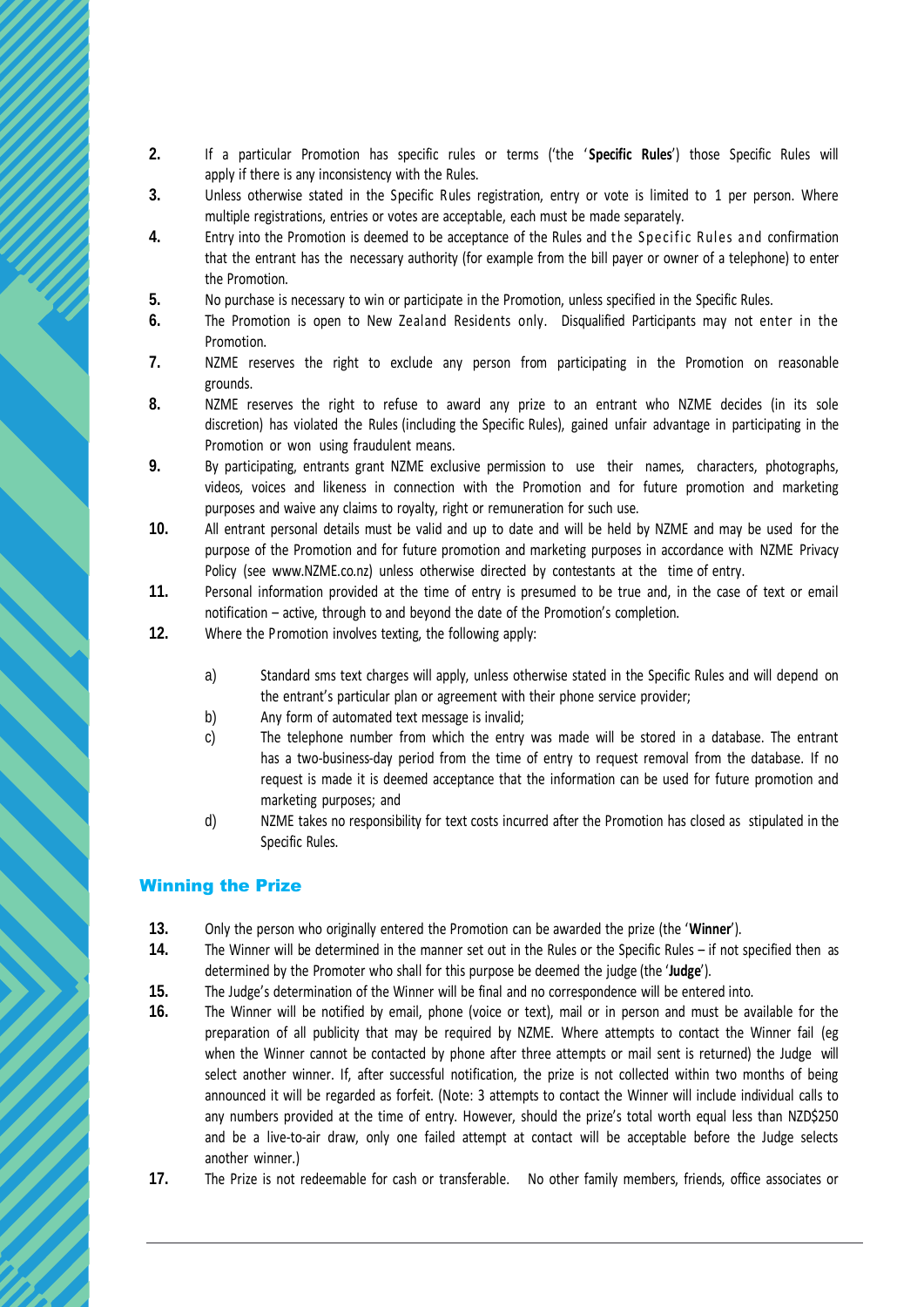2. If a particular Promotion has specific rules or terms ('the '**Specific Rules**') those Specific Rules will apply if there is any inconsistency with the Rules.
3. Unless otherwise stated in the Specific Rules registration, entry or vote is limited to 1 per person. Where multiple registrations, entries or votes are acceptable, each must be made separately.
4. Entry into the Promotion is deemed to be acceptance of the Rules and the Specific Rules and confirmation that the entrant has the necessary authority (for example from the bill payer or owner of a telephone) to enter the Promotion.
5. No purchase is necessary to win or participate in the Promotion, unless specified in the Specific Rules.
6. The Promotion is open to New Zealand Residents only. Disqualified Participants may not enter in the Promotion.
7. NZME reserves the right to exclude any person from participating in the Promotion on reasonable grounds.
8. NZME reserves the right to refuse to award any prize to an entrant who NZME decides (in its sole discretion) has violated the Rules (including the Specific Rules), gained unfair advantage in participating in the Promotion or won using fraudulent means.
9. By participating, entrants grant NZME exclusive permission to use their names, characters, photographs, videos, voices and likeness in connection with the Promotion and for future promotion and marketing purposes and waive any claims to royalty, right or remuneration for such use.
10. All entrant personal details must be valid and up to date and will be held by NZME and may be used for the purpose of the Promotion and for future promotion and marketing purposes in accordance with NZME Privacy Policy (see www.NZME.co.nz) unless otherwise directed by contestants at the time of entry.
11. Personal information provided at the time of entry is presumed to be true and, in the case of text or email notification – active, through to and beyond the date of the Promotion's completion.
12. Where the Promotion involves texting, the following apply:

    a) Standard sms text charges will apply, unless otherwise stated in the Specific Rules and will depend on the entrant's particular plan or agreement with their phone service provider;

    b) Any form of automated text message is invalid;

    c) The telephone number from which the entry was made will be stored in a database. The entrant has a two-business-day period from the time of entry to request removal from the database. If no request is made it is deemed acceptance that the information can be used for future promotion and marketing purposes; and

    d) NZME takes no responsibility for text costs incurred after the Promotion has closed as stipulated in the Specific Rules.

## Winning the Prize

13. Only the person who originally entered the Promotion can be awarded the prize (the '**Winner**').
14. The Winner will be determined in the manner set out in the Rules or the Specific Rules – if not specified then as determined by the Promoter who shall for this purpose be deemed the judge (the '**Judge**').
15. The Judge's determination of the Winner will be final and no correspondence will be entered into.
16. The Winner will be notified by email, phone (voice or text), mail or in person and must be available for the preparation of all publicity that may be required by NZME. Where attempts to contact the Winner fail (eg when the Winner cannot be contacted by phone after three attempts or mail sent is returned) the Judge will select another winner. If, after successful notification, the prize is not collected within two months of being announced it will be regarded as forfeit. (Note: 3 attempts to contact the Winner will include individual calls to any numbers provided at the time of entry. However, should the prize's total worth equal less than NZD$250 and be a live-to-air draw, only one failed attempt at contact will be acceptable before the Judge selects another winner.)
17. The Prize is not redeemable for cash or transferable. No other family members, friends, office associates or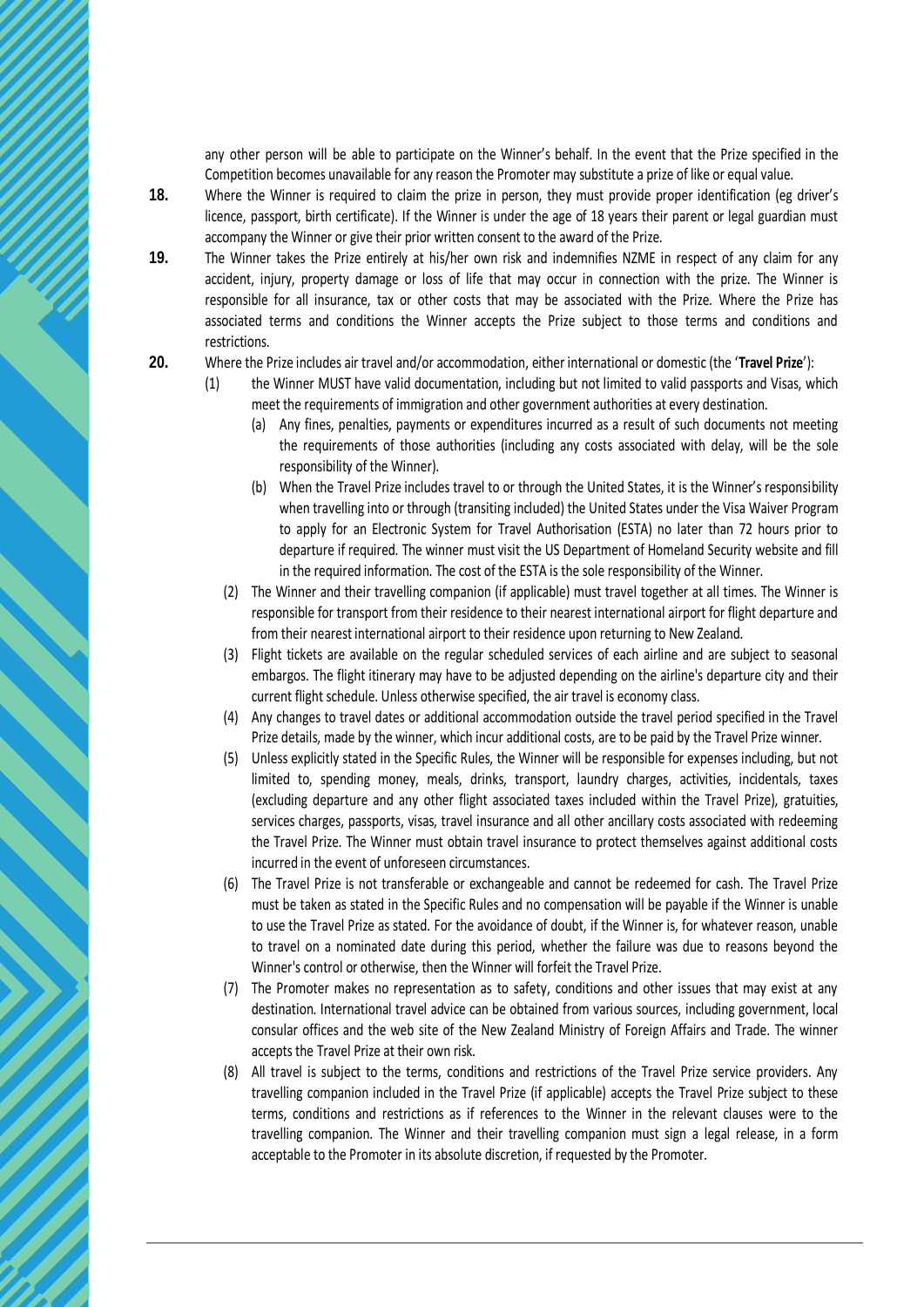any other person will be able to participate on the Winner's behalf. In the event that the Prize specified in the Competition becomes unavailable for any reason the Promoter may substitute a prize of like or equal value.

**18.** Where the Winner is required to claim the prize in person, they must provide proper identification (eg driver's licence, passport, birth certificate). If the Winner is under the age of 18 years their parent or legal guardian must accompany the Winner or give their prior written consent to the award of the Prize.

**19.** The Winner takes the Prize entirely at his/her own risk and indemnifies NZME in respect of any claim for any accident, injury, property damage or loss of life that may occur in connection with the prize. The Winner is responsible for all insurance, tax or other costs that may be associated with the Prize. Where the Prize has associated terms and conditions the Winner accepts the Prize subject to those terms and conditions and restrictions.

**20.** Where the Prize includes air travel and/or accommodation, either international or domestic (the '**Travel Prize**'):

(1) the Winner MUST have valid documentation, including but not limited to valid passports and Visas, which meet the requirements of immigration and other government authorities at every destination.

(a) Any fines, penalties, payments or expenditures incurred as a result of such documents not meeting the requirements of those authorities (including any costs associated with delay, will be the sole responsibility of the Winner).

(b) When the Travel Prize includes travel to or through the United States, it is the Winner's responsibility when travelling into or through (transiting included) the United States under the Visa Waiver Program to apply for an Electronic System for Travel Authorisation (ESTA) no later than 72 hours prior to departure if required. The winner must visit the US Department of Homeland Security website and fill in the required information. The cost of the ESTA is the sole responsibility of the Winner.

(2) The Winner and their travelling companion (if applicable) must travel together at all times. The Winner is responsible for transport from their residence to their nearest international airport for flight departure and from their nearest international airport to their residence upon returning to New Zealand.

(3) Flight tickets are available on the regular scheduled services of each airline and are subject to seasonal embargos. The flight itinerary may have to be adjusted depending on the airline's departure city and their current flight schedule. Unless otherwise specified, the air travel is economy class.

(4) Any changes to travel dates or additional accommodation outside the travel period specified in the Travel Prize details, made by the winner, which incur additional costs, are to be paid by the Travel Prize winner.

(5) Unless explicitly stated in the Specific Rules, the Winner will be responsible for expenses including, but not limited to, spending money, meals, drinks, transport, laundry charges, activities, incidentals, taxes (excluding departure and any other flight associated taxes included within the Travel Prize), gratuities, services charges, passports, visas, travel insurance and all other ancillary costs associated with redeeming the Travel Prize. The Winner must obtain travel insurance to protect themselves against additional costs incurred in the event of unforeseen circumstances.

(6) The Travel Prize is not transferable or exchangeable and cannot be redeemed for cash. The Travel Prize must be taken as stated in the Specific Rules and no compensation will be payable if the Winner is unable to use the Travel Prize as stated. For the avoidance of doubt, if the Winner is, for whatever reason, unable to travel on a nominated date during this period, whether the failure was due to reasons beyond the Winner's control or otherwise, then the Winner will forfeit the Travel Prize.

(7) The Promoter makes no representation as to safety, conditions and other issues that may exist at any destination. International travel advice can be obtained from various sources, including government, local consular offices and the web site of the New Zealand Ministry of Foreign Affairs and Trade. The winner accepts the Travel Prize at their own risk.

(8) All travel is subject to the terms, conditions and restrictions of the Travel Prize service providers. Any travelling companion included in the Travel Prize (if applicable) accepts the Travel Prize subject to these terms, conditions and restrictions as if references to the Winner in the relevant clauses were to the travelling companion. The Winner and their travelling companion must sign a legal release, in a form acceptable to the Promoter in its absolute discretion, if requested by the Promoter.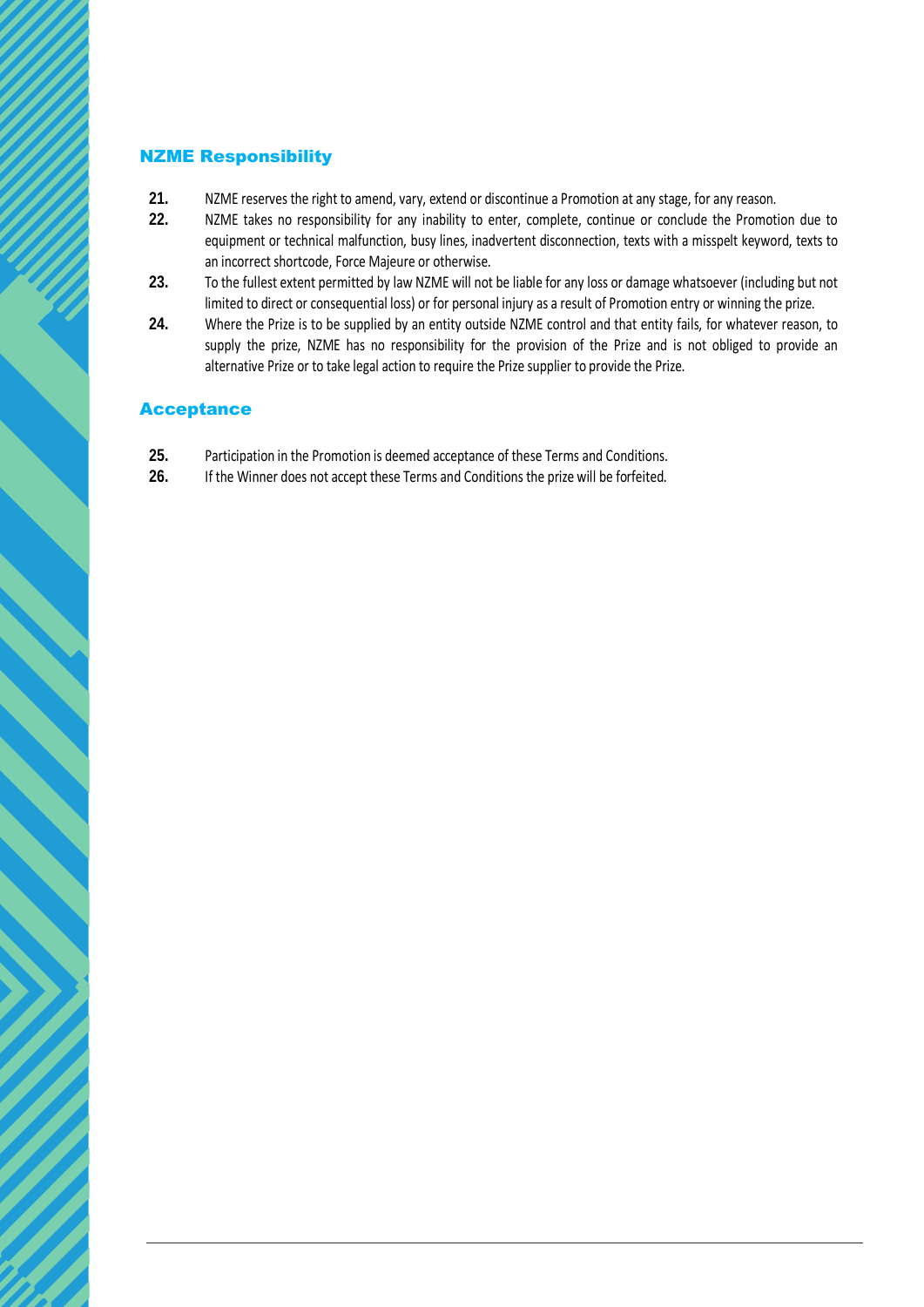## NZME Responsibility

21. NZME reserves the right to amend, vary, extend or discontinue a Promotion at any stage, for any reason.
22. NZME takes no responsibility for any inability to enter, complete, continue or conclude the Promotion due to equipment or technical malfunction, busy lines, inadvertent disconnection, texts with a misspelt keyword, texts to an incorrect shortcode, Force Majeure or otherwise.
23. To the fullest extent permitted by law NZME will not be liable for any loss or damage whatsoever (including but not limited to direct or consequential loss) or for personal injury as a result of Promotion entry or winning the prize.
24. Where the Prize is to be supplied by an entity outside NZME control and that entity fails, for whatever reason, to supply the prize, NZME has no responsibility for the provision of the Prize and is not obliged to provide an alternative Prize or to take legal action to require the Prize supplier to provide the Prize.

## Acceptance

25. Participation in the Promotion is deemed acceptance of these Terms and Conditions.
26. If the Winner does not accept these Terms and Conditions the prize will be forfeited.